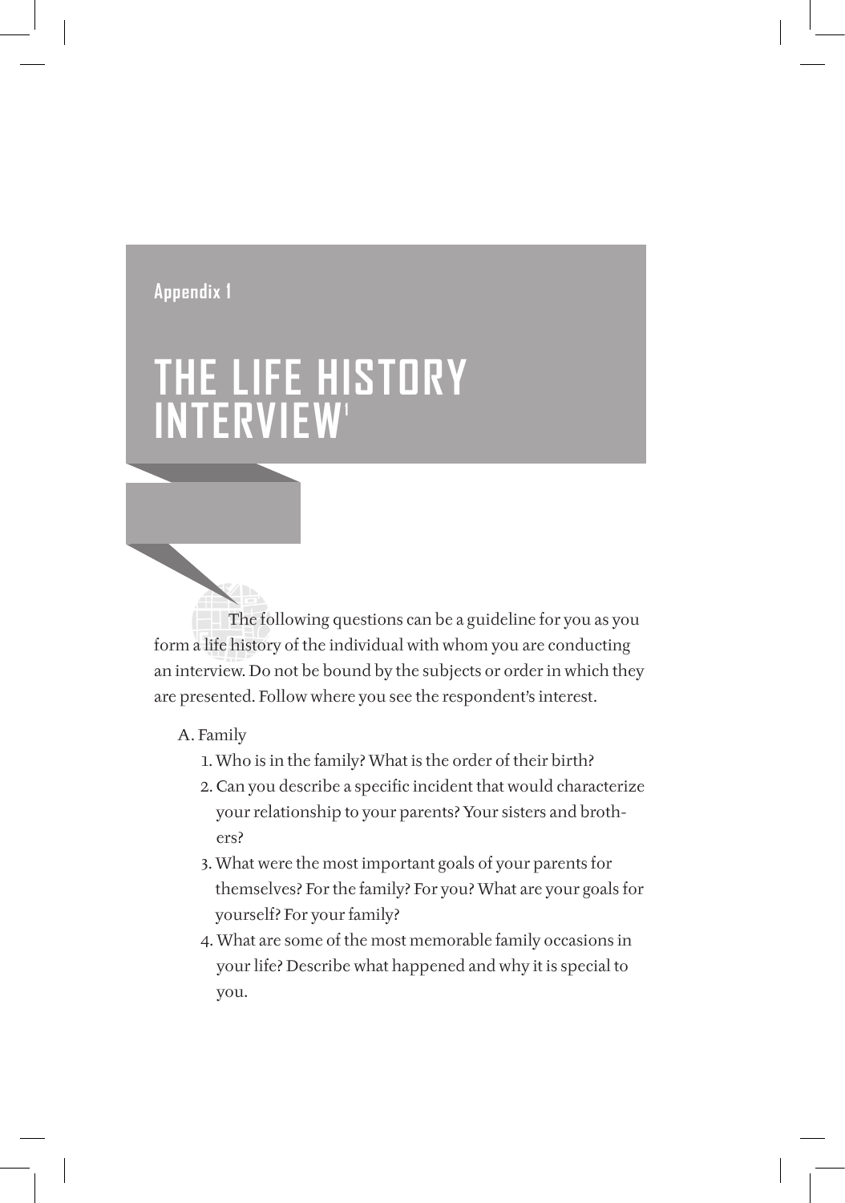Appendix 1

# THE LIFE HISTORY INTERVIEW[1]

The following questions can be a guideline for you as you form a life history of the individual with whom you are conducting an interview. Do not be bound by the subjects or order in which they are presented. Follow where you see the respondent's interest.

A. Family

1. Who is in the family? What is the order of their birth?
2. Can you describe a specific incident that would characterize your relationship to your parents? Your sisters and brothers?
3. What were the most important goals of your parents for themselves? For the family? For you? What are your goals for yourself? For your family?
4. What are some of the most memorable family occasions in your life? Describe what happened and why it is special to you.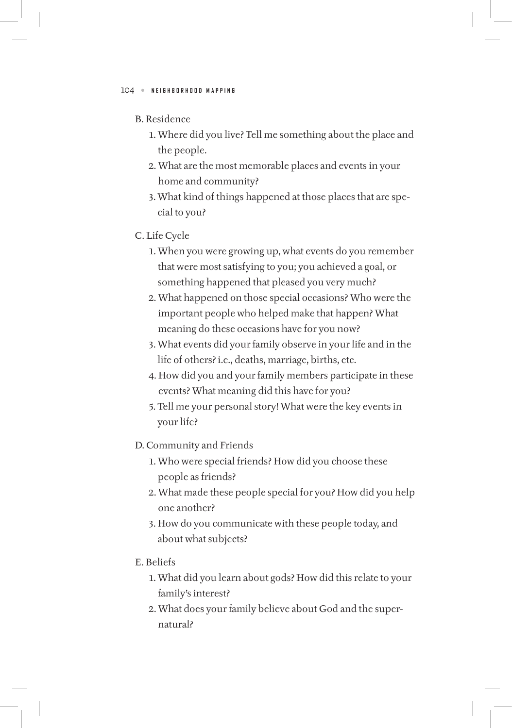B. Residence

1. Where did you live? Tell me something about the place and the people.
2. What are the most memorable places and events in your home and community?
3. What kind of things happened at those places that are special to you?

C. Life Cycle

1. When you were growing up, what events do you remember that were most satisfying to you; you achieved a goal, or something happened that pleased you very much?
2. What happened on those special occasions? Who were the important people who helped make that happen? What meaning do these occasions have for you now?
3. What events did your family observe in your life and in the life of others? i.e., deaths, marriage, births, etc.
4. How did you and your family members participate in these events? What meaning did this have for you?
5. Tell me your personal story! What were the key events in your life?

D. Community and Friends

1. Who were special friends? How did you choose these people as friends?
2. What made these people special for you? How did you help one another?
3. How do you communicate with these people today, and about what subjects?

E. Beliefs

1. What did you learn about gods? How did this relate to your family's interest?
2. What does your family believe about God and the supernatural?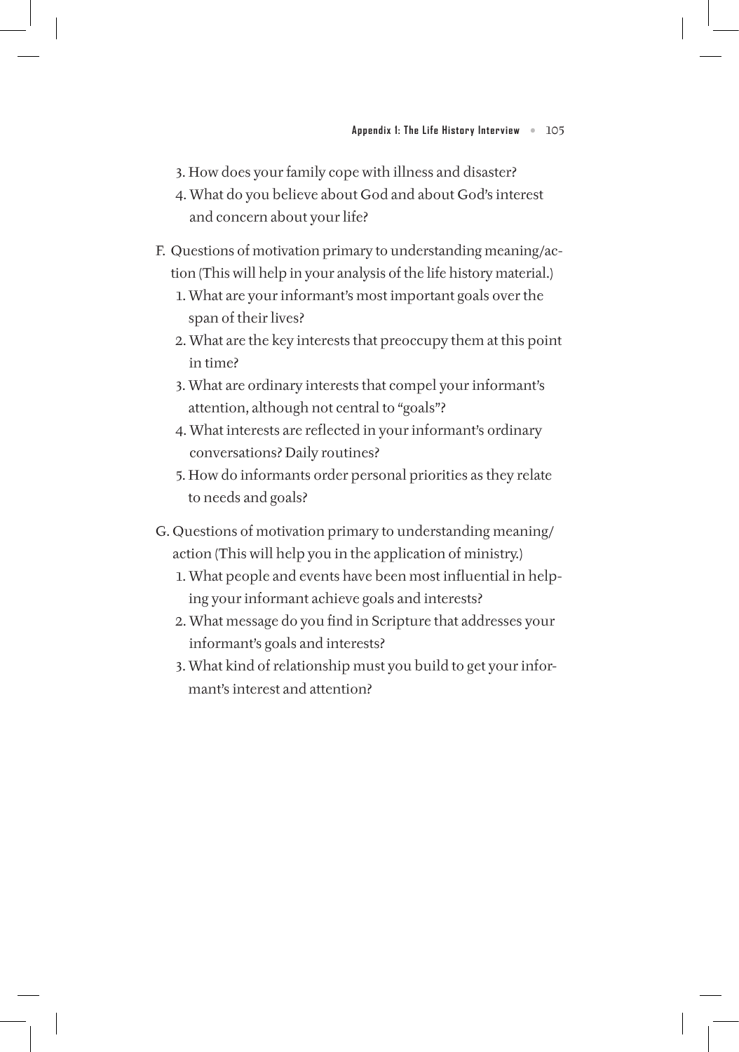3. How does your family cope with illness and disaster?
4. What do you believe about God and about God's interest and concern about your life?

F. Questions of motivation primary to understanding meaning/action (This will help in your analysis of the life history material.)
   1. What are your informant's most important goals over the span of their lives?
   2. What are the key interests that preoccupy them at this point in time?
   3. What are ordinary interests that compel your informant's attention, although not central to "goals"?
   4. What interests are reflected in your informant's ordinary conversations? Daily routines?
   5. How do informants order personal priorities as they relate to needs and goals?

G. Questions of motivation primary to understanding meaning/action (This will help you in the application of ministry.)
   1. What people and events have been most influential in helping your informant achieve goals and interests?
   2. What message do you find in Scripture that addresses your informant's goals and interests?
   3. What kind of relationship must you build to get your informant's interest and attention?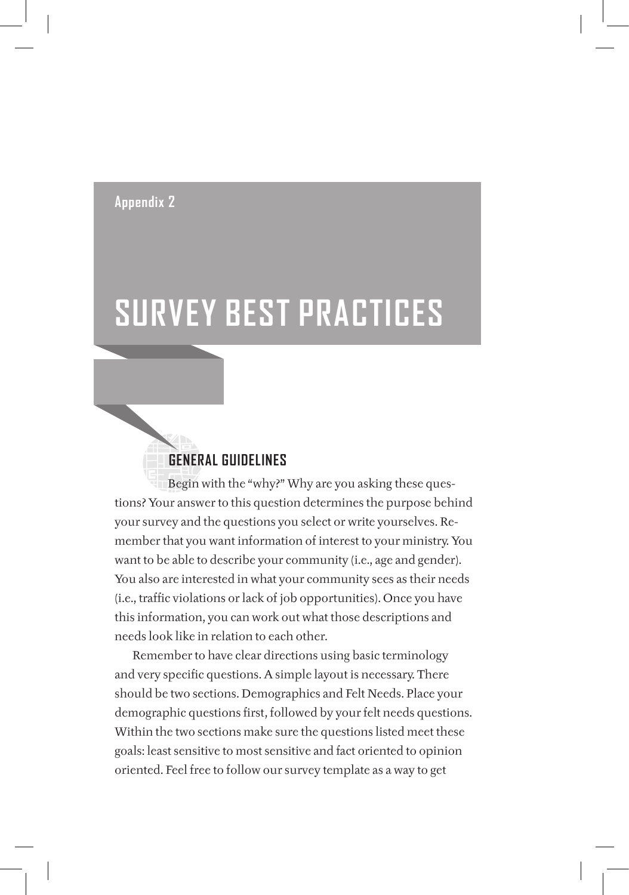Appendix 2

# SURVEY BEST PRACTICES

## GENERAL GUIDELINES

Begin with the "why?" Why are you asking these questions? Your answer to this question determines the purpose behind your survey and the questions you select or write yourselves. Remember that you want information of interest to your ministry. You want to be able to describe your community (i.e., age and gender). You also are interested in what your community sees as their needs (i.e., traffic violations or lack of job opportunities). Once you have this information, you can work out what those descriptions and needs look like in relation to each other.

Remember to have clear directions using basic terminology and very specific questions. A simple layout is necessary. There should be two sections. Demographics and Felt Needs. Place your demographic questions first, followed by your felt needs questions. Within the two sections make sure the questions listed meet these goals: least sensitive to most sensitive and fact oriented to opinion oriented. Feel free to follow our survey template as a way to get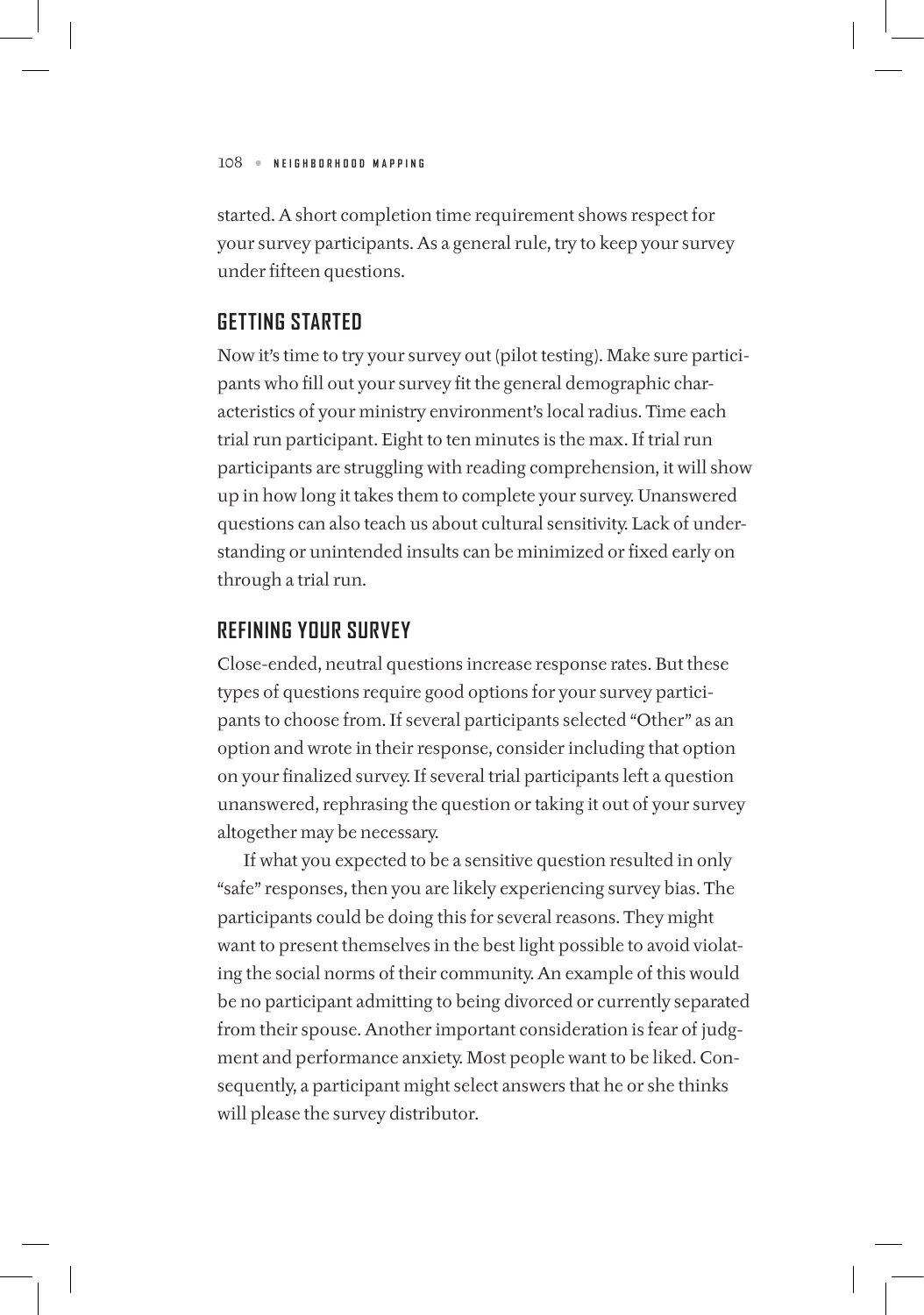started. A short completion time requirement shows respect for your survey participants. As a general rule, try to keep your survey under fifteen questions.

## GETTING STARTED

Now it's time to try your survey out (pilot testing). Make sure participants who fill out your survey fit the general demographic characteristics of your ministry environment's local radius. Time each trial run participant. Eight to ten minutes is the max. If trial run participants are struggling with reading comprehension, it will show up in how long it takes them to complete your survey. Unanswered questions can also teach us about cultural sensitivity. Lack of understanding or unintended insults can be minimized or fixed early on through a trial run.

## REFINING YOUR SURVEY

Close-ended, neutral questions increase response rates. But these types of questions require good options for your survey participants to choose from. If several participants selected "Other" as an option and wrote in their response, consider including that option on your finalized survey. If several trial participants left a question unanswered, rephrasing the question or taking it out of your survey altogether may be necessary.

If what you expected to be a sensitive question resulted in only "safe" responses, then you are likely experiencing survey bias. The participants could be doing this for several reasons. They might want to present themselves in the best light possible to avoid violating the social norms of their community. An example of this would be no participant admitting to being divorced or currently separated from their spouse. Another important consideration is fear of judgment and performance anxiety. Most people want to be liked. Consequently, a participant might select answers that he or she thinks will please the survey distributor.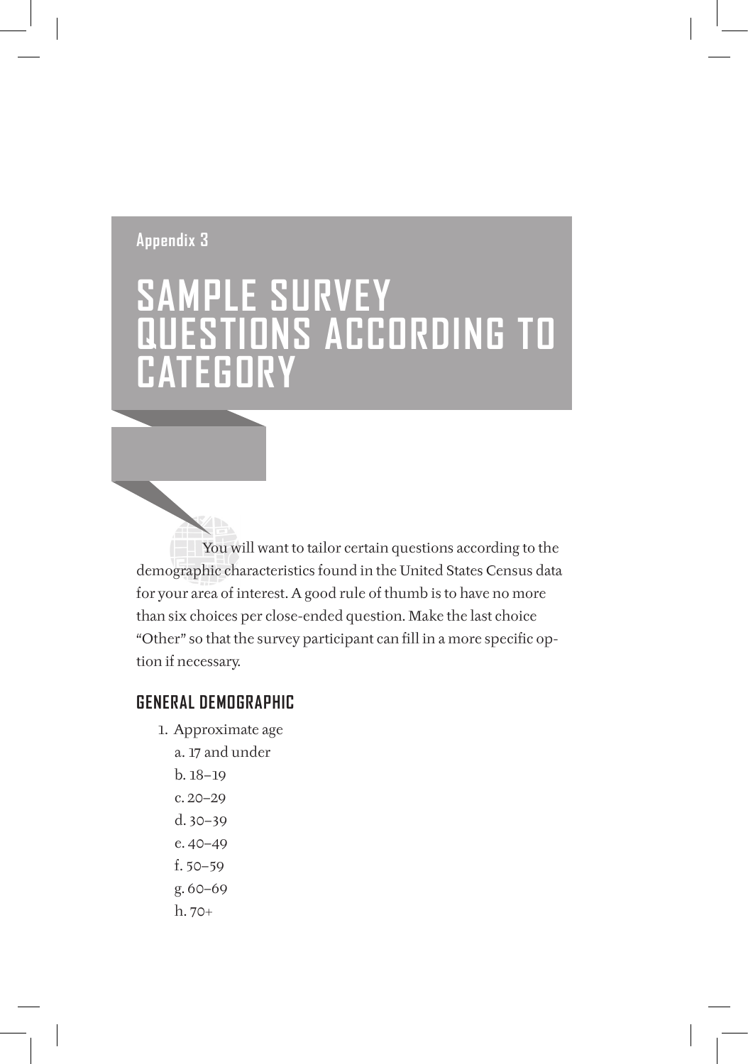Appendix 3

# SAMPLE SURVEY QUESTIONS ACCORDING TO CATEGORY

You will want to tailor certain questions according to the demographic characteristics found in the United States Census data for your area of interest. A good rule of thumb is to have no more than six choices per close-ended question. Make the last choice "Other" so that the survey participant can fill in a more specific option if necessary.

## GENERAL DEMOGRAPHIC

1. Approximate age
   a. 17 and under
   b. 18–19
   c. 20–29
   d. 30–39
   e. 40–49
   f. 50–59
   g. 60–69
   h. 70+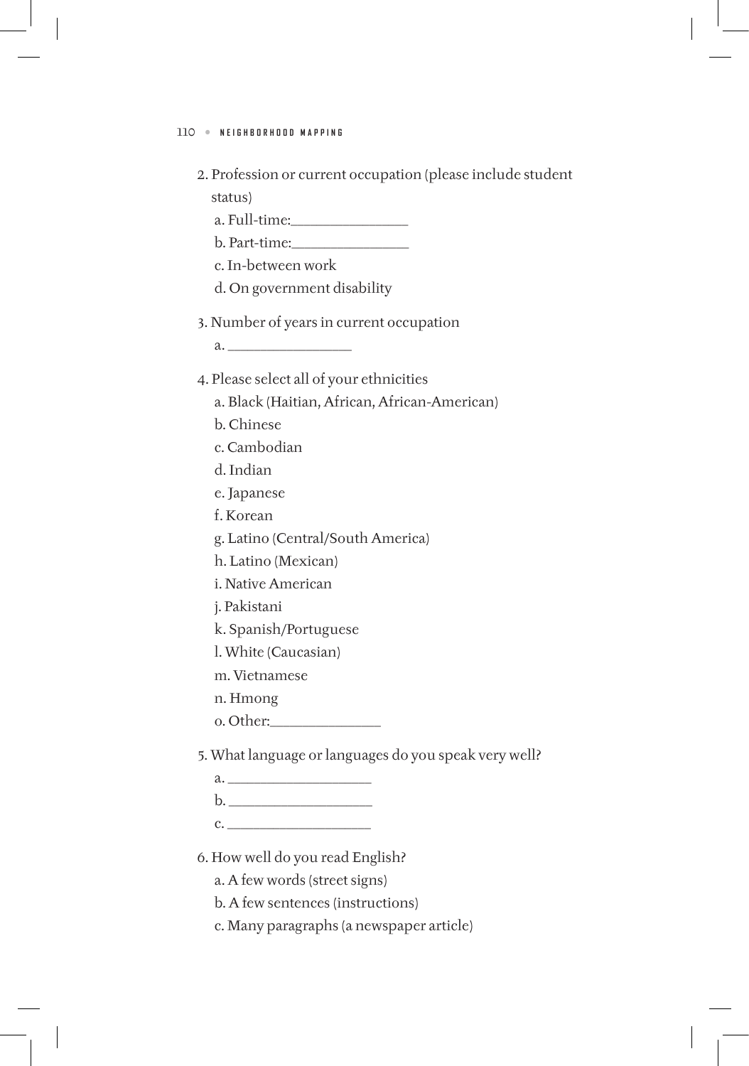2. Profession or current occupation (please include student status)

   a. Full-time:_______________

   b. Part-time:_______________

   c. In-between work

   d. On government disability

3. Number of years in current occupation

   a. _______________

4. Please select all of your ethnicities

   a. Black (Haitian, African, African-American)

   b. Chinese

   c. Cambodian

   d. Indian

   e. Japanese

   f. Korean

   g. Latino (Central/South America)

   h. Latino (Mexican)

   i. Native American

   j. Pakistani

   k. Spanish/Portuguese

   l. White (Caucasian)

   m. Vietnamese

   n. Hmong

   o. Other:_______________

5. What language or languages do you speak very well?

   a. _________________

   b. _________________

   c. _________________

6. How well do you read English?

   a. A few words (street signs)

   b. A few sentences (instructions)

   c. Many paragraphs (a newspaper article)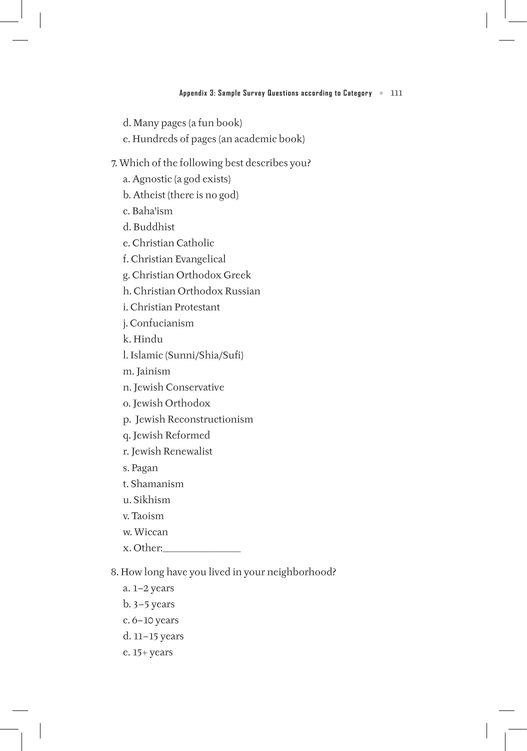d. Many pages (a fun book)
e. Hundreds of pages (an academic book)

7. Which of the following best describes you?
a. Agnostic (a god exists)
b. Atheist (there is no god)
c. Baha'ism
d. Buddhist
e. Christian Catholic
f. Christian Evangelical
g. Christian Orthodox Greek
h. Christian Orthodox Russian
i. Christian Protestant
j. Confucianism
k. Hindu
l. Islamic (Sunni/Shia/Sufi)
m. Jainism
n. Jewish Conservative
o. Jewish Orthodox
p. Jewish Reconstructionism
q. Jewish Reformed
r. Jewish Renewalist
s. Pagan
t. Shamanism
u. Sikhism
v. Taoism
w. Wiccan
x. Other:_______________

8. How long have you lived in your neighborhood?
a. 1–2 years
b. 3–5 years
c. 6–10 years
d. 11–15 years
e. 15+ years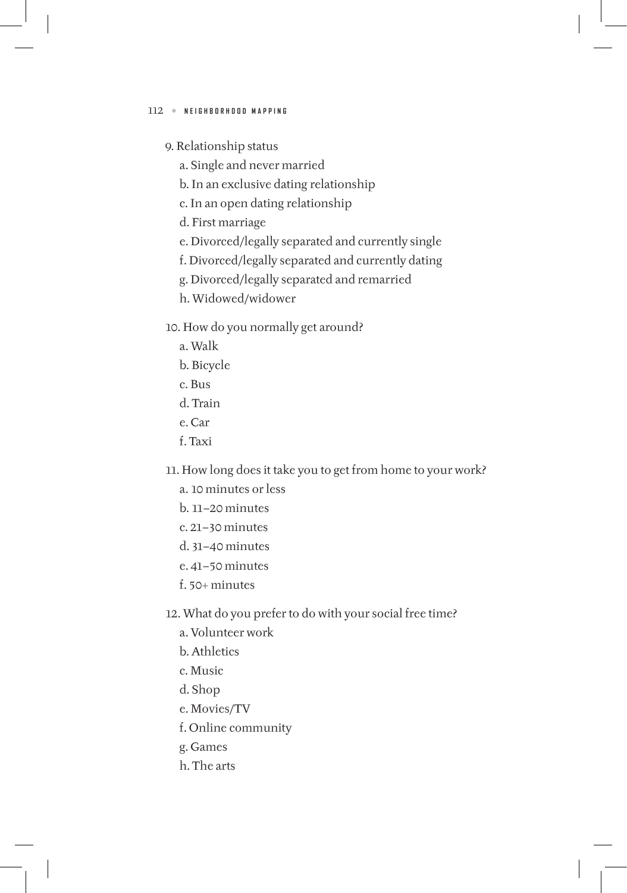9. Relationship status
    a. Single and never married
    b. In an exclusive dating relationship
    c. In an open dating relationship
    d. First marriage
    e. Divorced/legally separated and currently single
    f. Divorced/legally separated and currently dating
    g. Divorced/legally separated and remarried
    h. Widowed/widower

10. How do you normally get around?
    a. Walk
    b. Bicycle
    c. Bus
    d. Train
    e. Car
    f. Taxi

11. How long does it take you to get from home to your work?
    a. 10 minutes or less
    b. 11–20 minutes
    c. 21–30 minutes
    d. 31–40 minutes
    e. 41–50 minutes
    f. 50+ minutes

12. What do you prefer to do with your social free time?
    a. Volunteer work
    b. Athletics
    c. Music
    d. Shop
    e. Movies/TV
    f. Online community
    g. Games
    h. The arts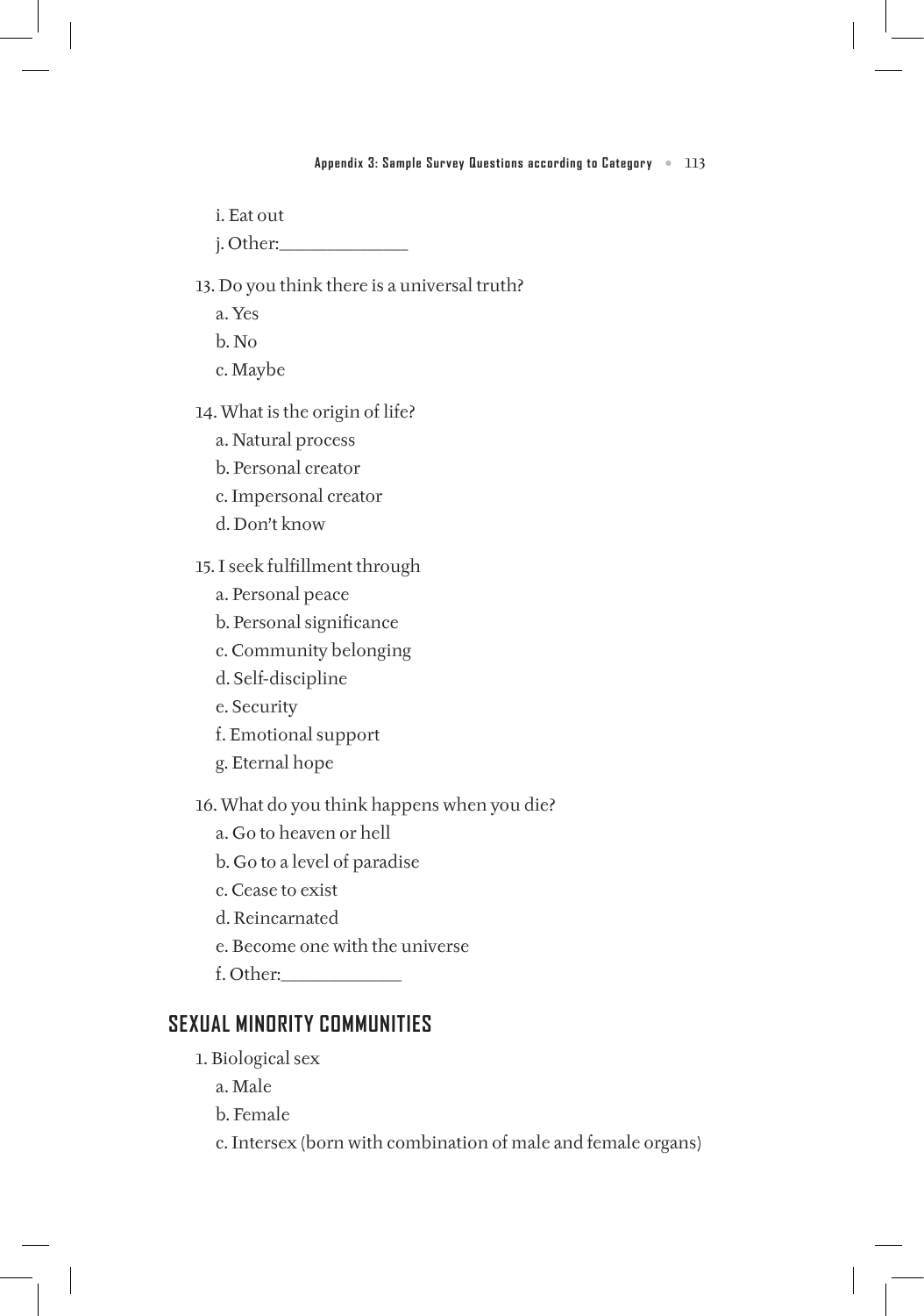i. Eat out
j. Other:_______________

13. Do you think there is a universal truth?
    a. Yes
    b. No
    c. Maybe

14. What is the origin of life?
    a. Natural process
    b. Personal creator
    c. Impersonal creator
    d. Don't know

15. I seek fulfillment through
    a. Personal peace
    b. Personal significance
    c. Community belonging
    d. Self-discipline
    e. Security
    f. Emotional support
    g. Eternal hope

16. What do you think happens when you die?
    a. Go to heaven or hell
    b. Go to a level of paradise
    c. Cease to exist
    d. Reincarnated
    e. Become one with the universe
    f. Other:_______________

## SEXUAL MINORITY COMMUNITIES

1. Biological sex
    a. Male
    b. Female
    c. Intersex (born with combination of male and female organs)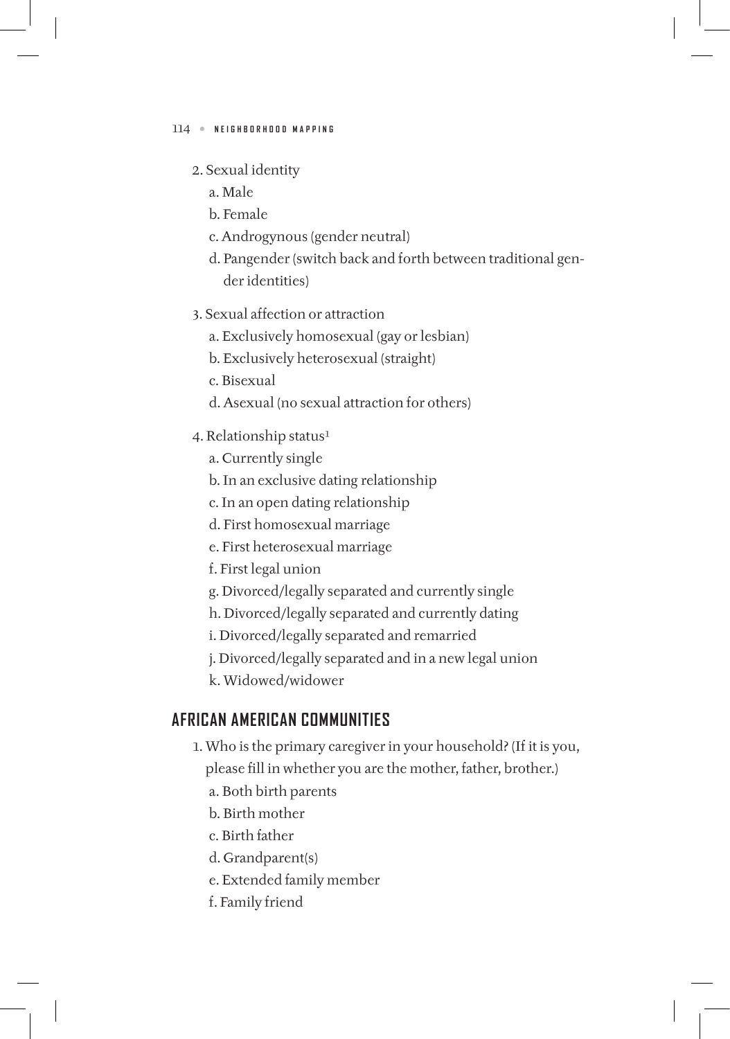2. Sexual identity
   a. Male
   b. Female
   c. Androgynous (gender neutral)
   d. Pangender (switch back and forth between traditional gender identities)

3. Sexual affection or attraction
   a. Exclusively homosexual (gay or lesbian)
   b. Exclusively heterosexual (straight)
   c. Bisexual
   d. Asexual (no sexual attraction for others)

4. Relationship status[1]
   a. Currently single
   b. In an exclusive dating relationship
   c. In an open dating relationship
   d. First homosexual marriage
   e. First heterosexual marriage
   f. First legal union
   g. Divorced/legally separated and currently single
   h. Divorced/legally separated and currently dating
   i. Divorced/legally separated and remarried
   j. Divorced/legally separated and in a new legal union
   k. Widowed/widower

## AFRICAN AMERICAN COMMUNITIES

1. Who is the primary caregiver in your household? (If it is you, please fill in whether you are the mother, father, brother.)
   a. Both birth parents
   b. Birth mother
   c. Birth father
   d. Grandparent(s)
   e. Extended family member
   f. Family friend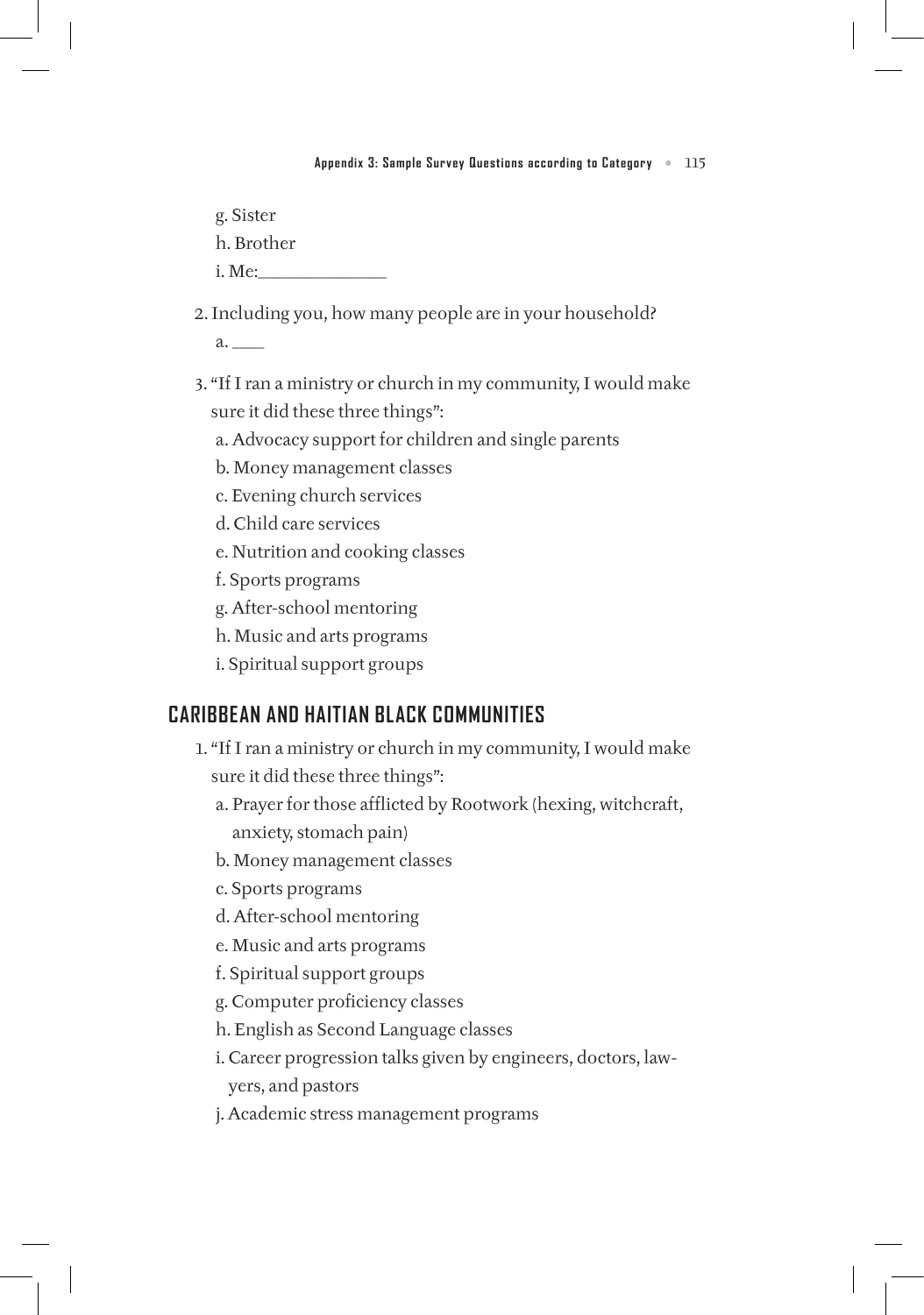g. Sister
h. Brother
i. Me:_______________

2. Including you, how many people are in your household?
   a. ____

3. "If I ran a ministry or church in my community, I would make sure it did these three things":
   a. Advocacy support for children and single parents
   b. Money management classes
   c. Evening church services
   d. Child care services
   e. Nutrition and cooking classes
   f. Sports programs
   g. After-school mentoring
   h. Music and arts programs
   i. Spiritual support groups

## CARIBBEAN AND HAITIAN BLACK COMMUNITIES

1. "If I ran a ministry or church in my community, I would make sure it did these three things":
   a. Prayer for those afflicted by Rootwork (hexing, witchcraft, anxiety, stomach pain)
   b. Money management classes
   c. Sports programs
   d. After-school mentoring
   e. Music and arts programs
   f. Spiritual support groups
   g. Computer proficiency classes
   h. English as Second Language classes
   i. Career progression talks given by engineers, doctors, lawyers, and pastors
   j. Academic stress management programs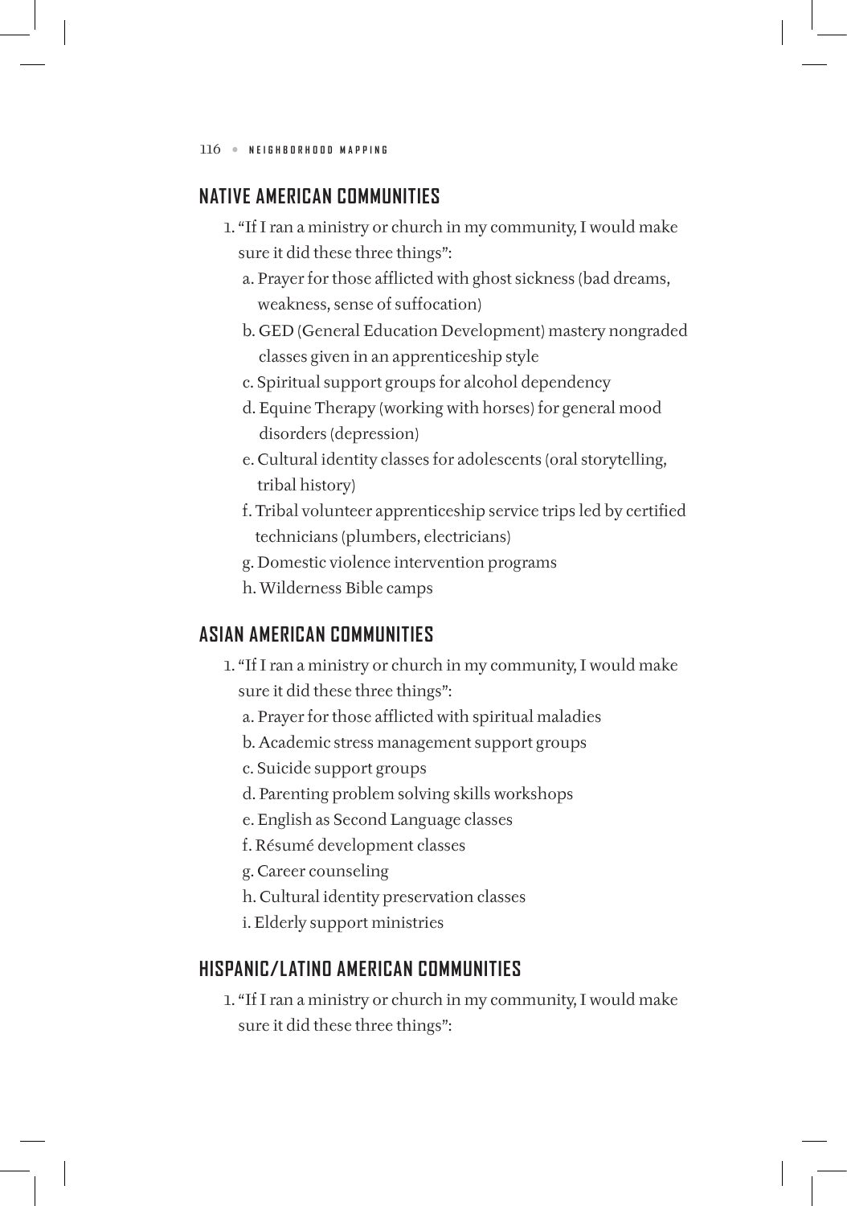## NATIVE AMERICAN COMMUNITIES

1. "If I ran a ministry or church in my community, I would make sure it did these three things":
   a. Prayer for those afflicted with ghost sickness (bad dreams, weakness, sense of suffocation)
   b. GED (General Education Development) mastery nongraded classes given in an apprenticeship style
   c. Spiritual support groups for alcohol dependency
   d. Equine Therapy (working with horses) for general mood disorders (depression)
   e. Cultural identity classes for adolescents (oral storytelling, tribal history)
   f. Tribal volunteer apprenticeship service trips led by certified technicians (plumbers, electricians)
   g. Domestic violence intervention programs
   h. Wilderness Bible camps

## ASIAN AMERICAN COMMUNITIES

1. "If I ran a ministry or church in my community, I would make sure it did these three things":
   a. Prayer for those afflicted with spiritual maladies
   b. Academic stress management support groups
   c. Suicide support groups
   d. Parenting problem solving skills workshops
   e. English as Second Language classes
   f. Résumé development classes
   g. Career counseling
   h. Cultural identity preservation classes
   i. Elderly support ministries

## HISPANIC/LATINO AMERICAN COMMUNITIES

1. "If I ran a ministry or church in my community, I would make sure it did these three things":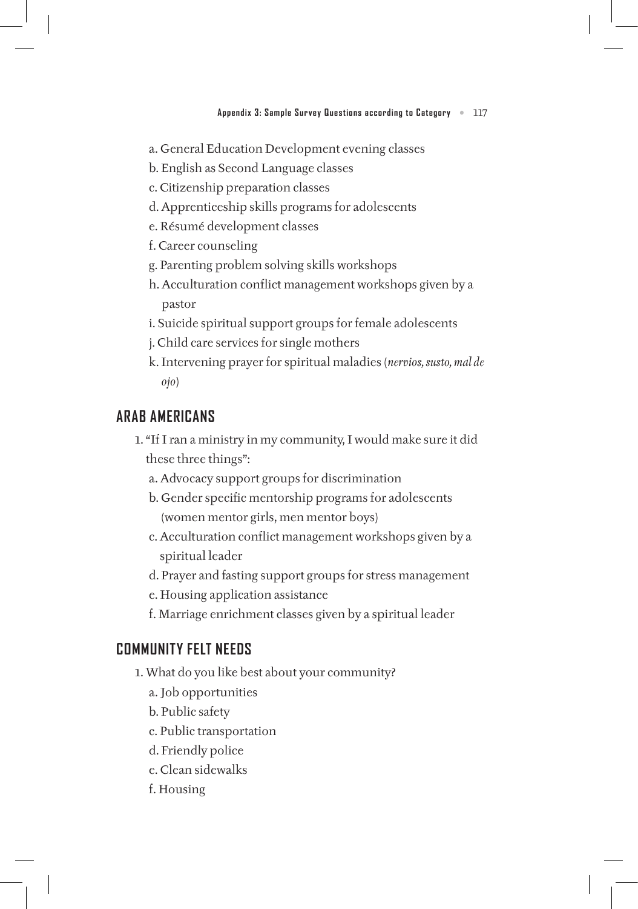a. General Education Development evening classes
b. English as Second Language classes
c. Citizenship preparation classes
d. Apprenticeship skills programs for adolescents
e. Résumé development classes
f. Career counseling
g. Parenting problem solving skills workshops
h. Acculturation conflict management workshops given by a pastor
i. Suicide spiritual support groups for female adolescents
j. Child care services for single mothers
k. Intervening prayer for spiritual maladies (*nervios, susto, mal de ojo*)

## ARAB AMERICANS

1. "If I ran a ministry in my community, I would make sure it did these three things":
   a. Advocacy support groups for discrimination
   b. Gender specific mentorship programs for adolescents (women mentor girls, men mentor boys)
   c. Acculturation conflict management workshops given by a spiritual leader
   d. Prayer and fasting support groups for stress management
   e. Housing application assistance
   f. Marriage enrichment classes given by a spiritual leader

## COMMUNITY FELT NEEDS

1. What do you like best about your community?
   a. Job opportunities
   b. Public safety
   c. Public transportation
   d. Friendly police
   e. Clean sidewalks
   f. Housing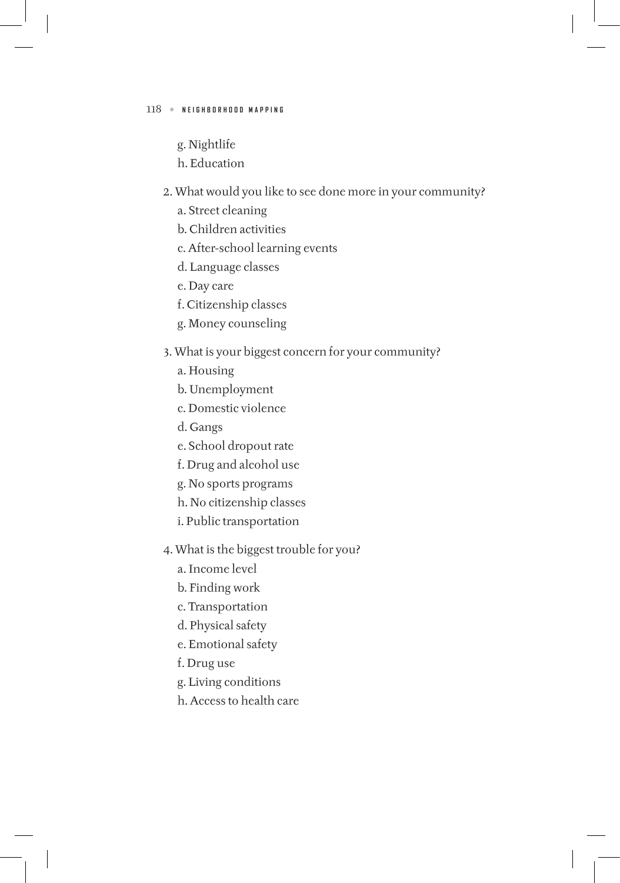g. Nightlife
h. Education

2. What would you like to see done more in your community?
   a. Street cleaning
   b. Children activities
   c. After-school learning events
   d. Language classes
   e. Day care
   f. Citizenship classes
   g. Money counseling

3. What is your biggest concern for your community?
   a. Housing
   b. Unemployment
   c. Domestic violence
   d. Gangs
   e. School dropout rate
   f. Drug and alcohol use
   g. No sports programs
   h. No citizenship classes
   i. Public transportation

4. What is the biggest trouble for you?
   a. Income level
   b. Finding work
   c. Transportation
   d. Physical safety
   e. Emotional safety
   f. Drug use
   g. Living conditions
   h. Access to health care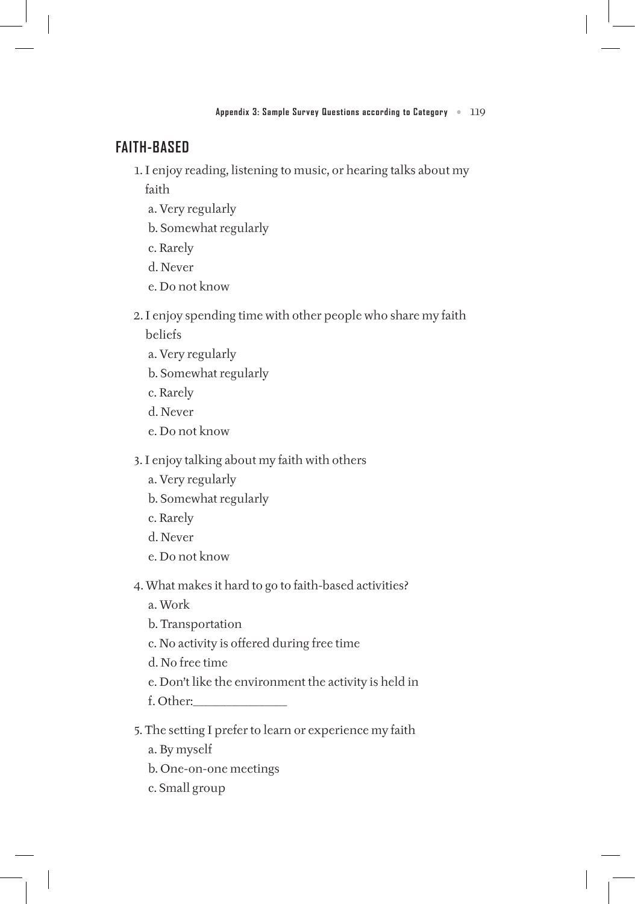## FAITH-BASED

1. I enjoy reading, listening to music, or hearing talks about my faith
   a. Very regularly
   b. Somewhat regularly
   c. Rarely
   d. Never
   e. Do not know

2. I enjoy spending time with other people who share my faith beliefs
   a. Very regularly
   b. Somewhat regularly
   c. Rarely
   d. Never
   e. Do not know

3. I enjoy talking about my faith with others
   a. Very regularly
   b. Somewhat regularly
   c. Rarely
   d. Never
   e. Do not know

4. What makes it hard to go to faith-based activities?
   a. Work
   b. Transportation
   c. No activity is offered during free time
   d. No free time
   e. Don't like the environment the activity is held in
   f. Other:_______________

5. The setting I prefer to learn or experience my faith
   a. By myself
   b. One-on-one meetings
   c. Small group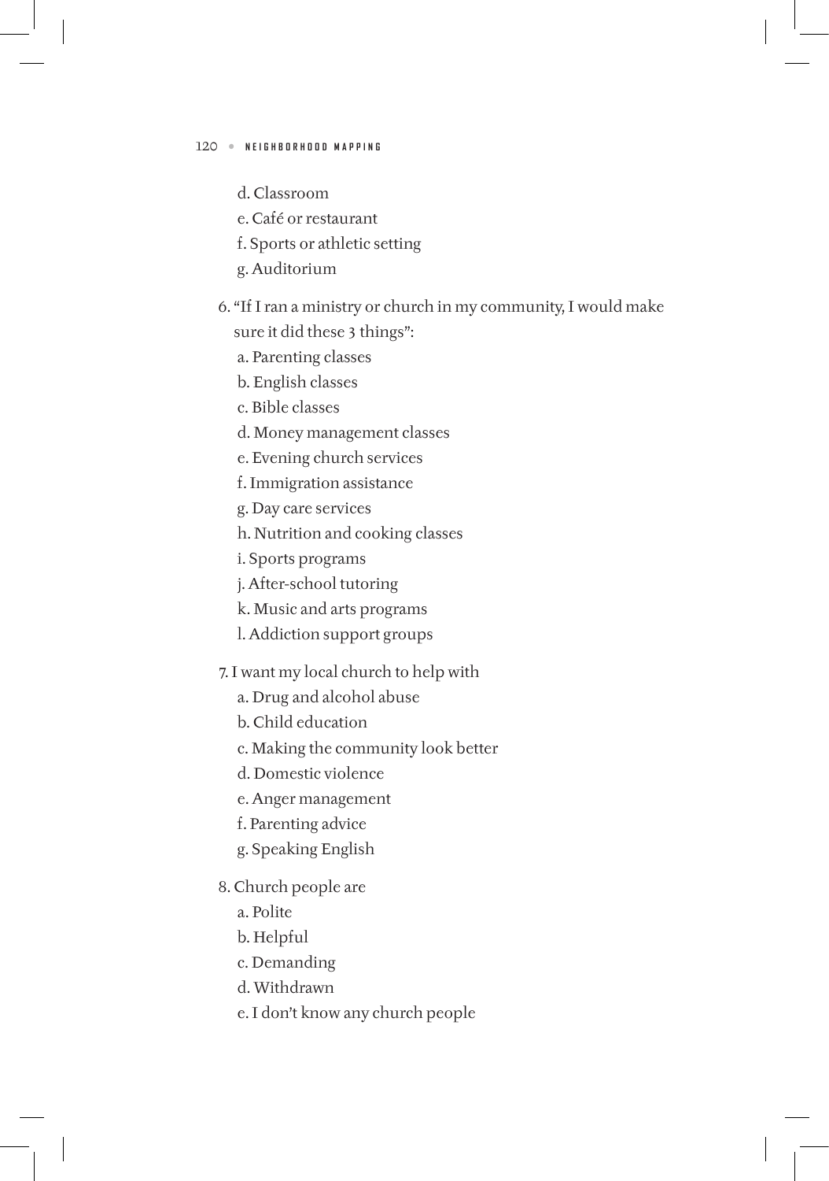d. Classroom
e. Café or restaurant
f. Sports or athletic setting
g. Auditorium

6. "If I ran a ministry or church in my community, I would make sure it did these 3 things":
   a. Parenting classes
   b. English classes
   c. Bible classes
   d. Money management classes
   e. Evening church services
   f. Immigration assistance
   g. Day care services
   h. Nutrition and cooking classes
   i. Sports programs
   j. After-school tutoring
   k. Music and arts programs
   l. Addiction support groups

7. I want my local church to help with
   a. Drug and alcohol abuse
   b. Child education
   c. Making the community look better
   d. Domestic violence
   e. Anger management
   f. Parenting advice
   g. Speaking English

8. Church people are
   a. Polite
   b. Helpful
   c. Demanding
   d. Withdrawn
   e. I don't know any church people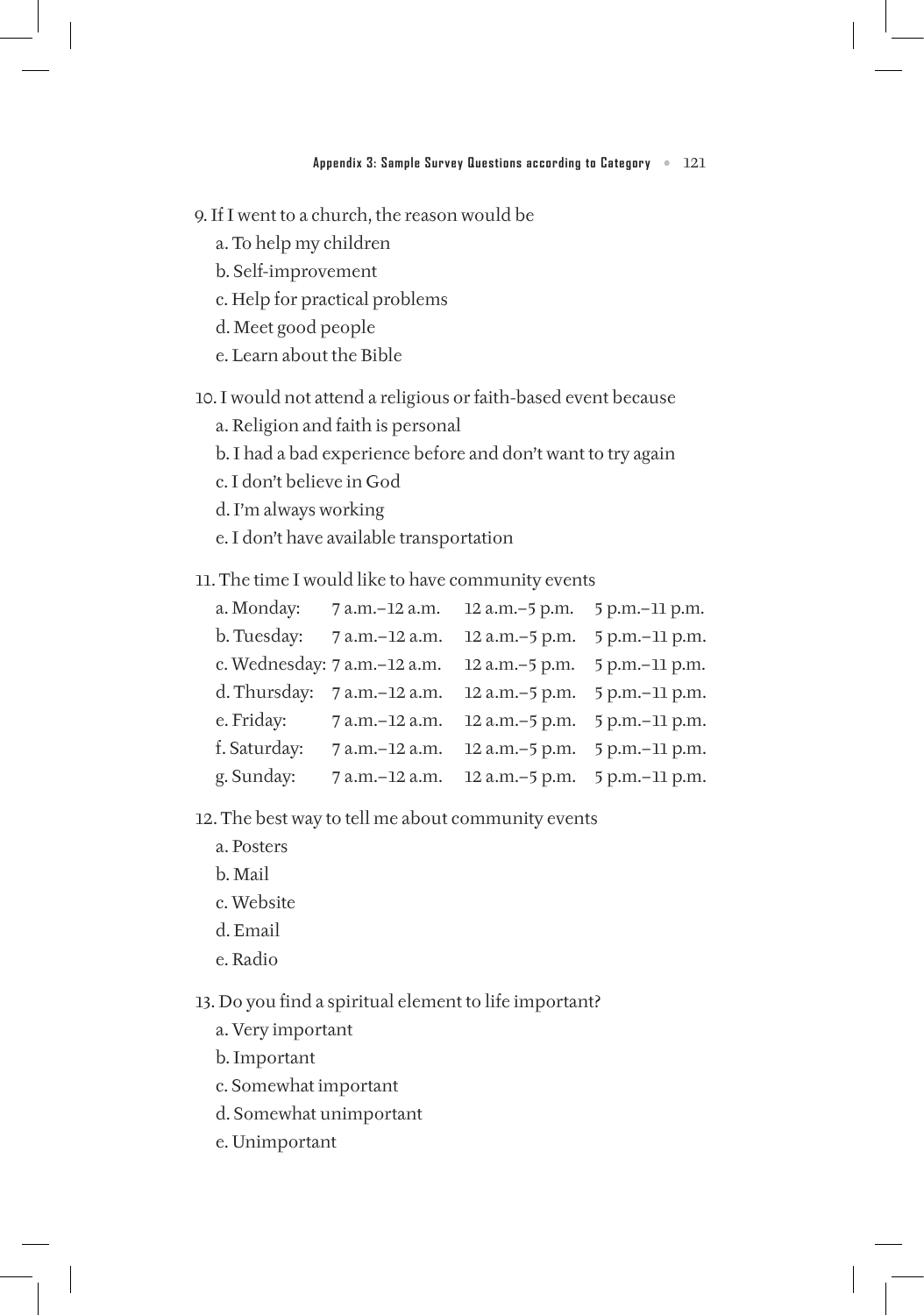9. If I went to a church, the reason would be
   a. To help my children
   b. Self-improvement
   c. Help for practical problems
   d. Meet good people
   e. Learn about the Bible

10. I would not attend a religious or faith-based event because
   a. Religion and faith is personal
   b. I had a bad experience before and don't want to try again
   c. I don't believe in God
   d. I'm always working
   e. I don't have available transportation

11. The time I would like to have community events

| | | | |
|---|---|---|---|
| a. Monday: | 7 a.m.–12 a.m. | 12 a.m.–5 p.m. | 5 p.m.–11 p.m. |
| b. Tuesday: | 7 a.m.–12 a.m. | 12 a.m.–5 p.m. | 5 p.m.–11 p.m. |
| c. Wednesday: | 7 a.m.–12 a.m. | 12 a.m.–5 p.m. | 5 p.m.–11 p.m. |
| d. Thursday: | 7 a.m.–12 a.m. | 12 a.m.–5 p.m. | 5 p.m.–11 p.m. |
| e. Friday: | 7 a.m.–12 a.m. | 12 a.m.–5 p.m. | 5 p.m.–11 p.m. |
| f. Saturday: | 7 a.m.–12 a.m. | 12 a.m.–5 p.m. | 5 p.m.–11 p.m. |
| g. Sunday: | 7 a.m.–12 a.m. | 12 a.m.–5 p.m. | 5 p.m.–11 p.m. |

12. The best way to tell me about community events
   a. Posters
   b. Mail
   c. Website
   d. Email
   e. Radio

13. Do you find a spiritual element to life important?
   a. Very important
   b. Important
   c. Somewhat important
   d. Somewhat unimportant
   e. Unimportant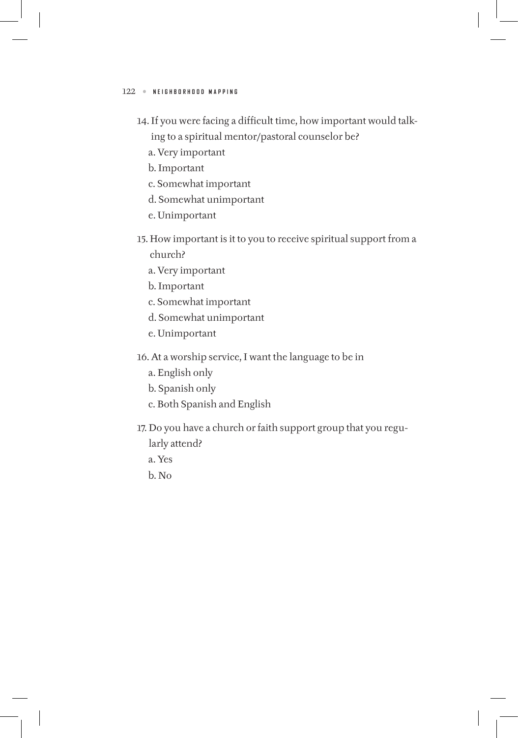14. If you were facing a difficult time, how important would talking to a spiritual mentor/pastoral counselor be?
    a. Very important
    b. Important
    c. Somewhat important
    d. Somewhat unimportant
    e. Unimportant

15. How important is it to you to receive spiritual support from a church?
    a. Very important
    b. Important
    c. Somewhat important
    d. Somewhat unimportant
    e. Unimportant

16. At a worship service, I want the language to be in
    a. English only
    b. Spanish only
    c. Both Spanish and English

17. Do you have a church or faith support group that you regularly attend?
    a. Yes
    b. No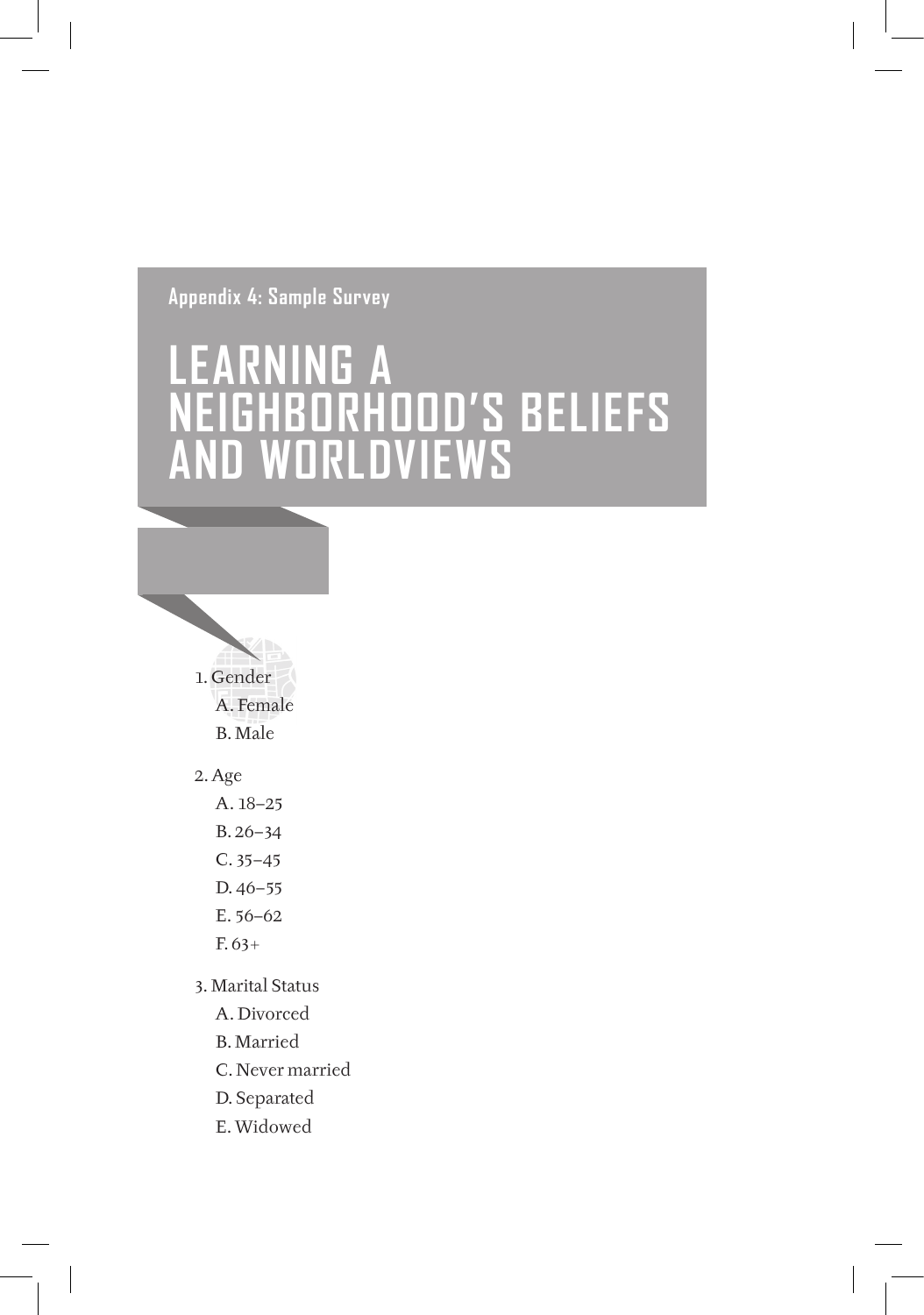Appendix 4: Sample Survey

# LEARNING A NEIGHBORHOOD'S BELIEFS AND WORLDVIEWS

1. Gender
   - A. Female
   - B. Male

2. Age
   - A. 18–25
   - B. 26–34
   - C. 35–45
   - D. 46–55
   - E. 56–62
   - F. 63+

3. Marital Status
   - A. Divorced
   - B. Married
   - C. Never married
   - D. Separated
   - E. Widowed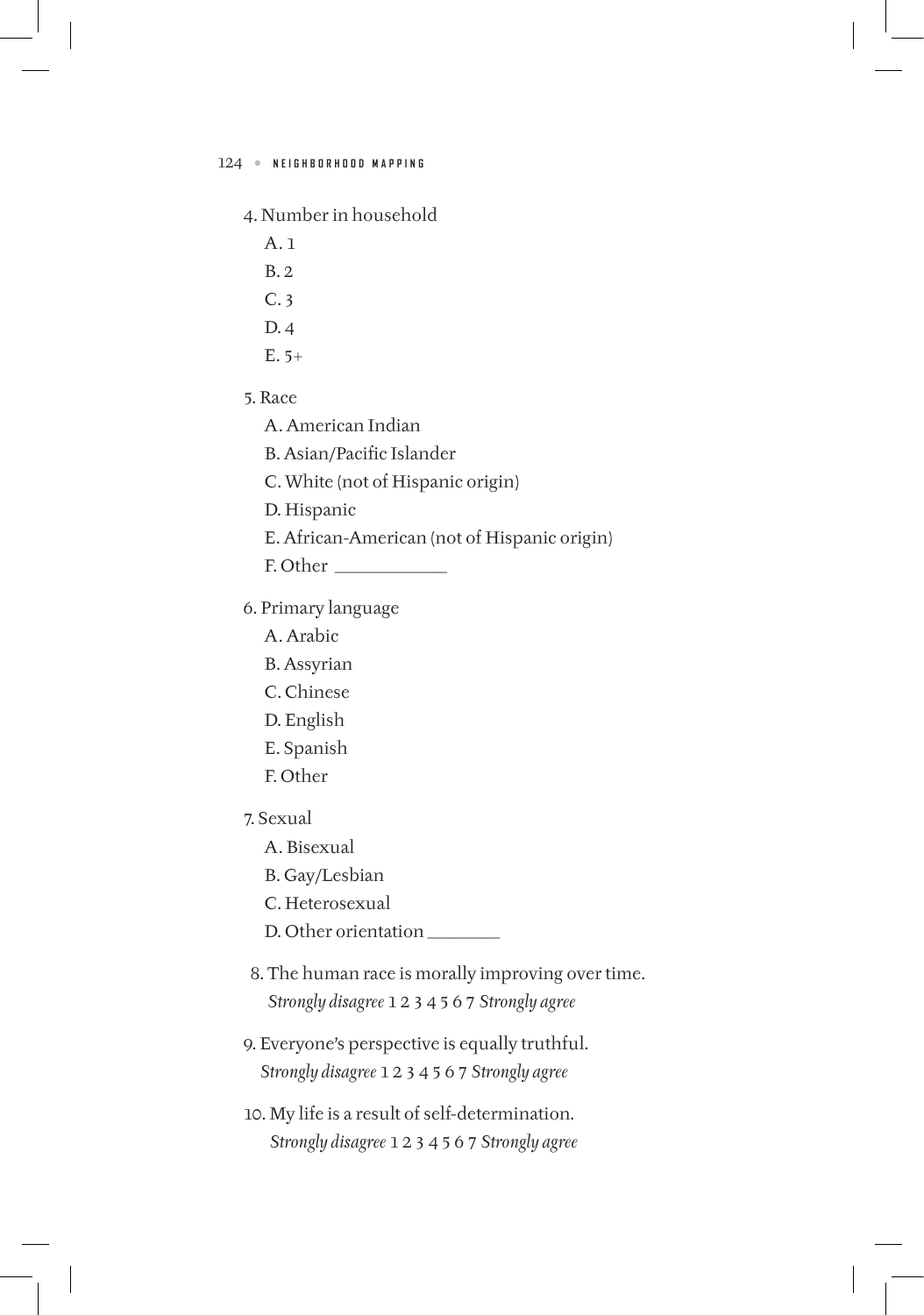4. Number in household
   - A. 1
   - B. 2
   - C. 3
   - D. 4
   - E. 5+

5. Race
   - A. American Indian
   - B. Asian/Pacific Islander
   - C. White (not of Hispanic origin)
   - D. Hispanic
   - E. African-American (not of Hispanic origin)
   - F. Other ___________

6. Primary language
   - A. Arabic
   - B. Assyrian
   - C. Chinese
   - D. English
   - E. Spanish
   - F. Other

7. Sexual
   - A. Bisexual
   - B. Gay/Lesbian
   - C. Heterosexual
   - D. Other orientation ________

8. The human race is morally improving over time.
   *Strongly disagree* 1 2 3 4 5 6 7 *Strongly agree*

9. Everyone's perspective is equally truthful.
   *Strongly disagree* 1 2 3 4 5 6 7 *Strongly agree*

10. My life is a result of self-determination.
    *Strongly disagree* 1 2 3 4 5 6 7 *Strongly agree*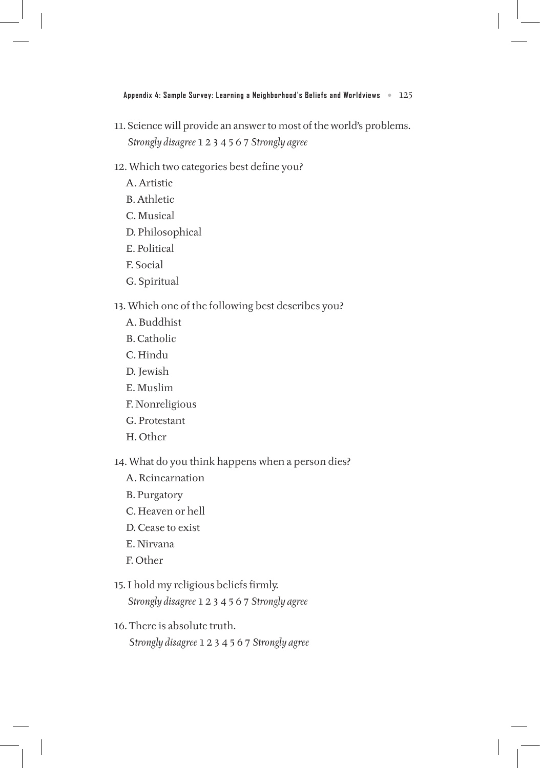11. Science will provide an answer to most of the world's problems.
 *Strongly disagree* 1 2 3 4 5 6 7 *Strongly agree*

12. Which two categories best define you?
 A. Artistic
 B. Athletic
 C. Musical
 D. Philosophical
 E. Political
 F. Social
 G. Spiritual

13. Which one of the following best describes you?
 A. Buddhist
 B. Catholic
 C. Hindu
 D. Jewish
 E. Muslim
 F. Nonreligious
 G. Protestant
 H. Other

14. What do you think happens when a person dies?
 A. Reincarnation
 B. Purgatory
 C. Heaven or hell
 D. Cease to exist
 E. Nirvana
 F. Other

15. I hold my religious beliefs firmly.
 *Strongly disagree* 1 2 3 4 5 6 7 *Strongly agree*

16. There is absolute truth.
 *Strongly disagree* 1 2 3 4 5 6 7 *Strongly agree*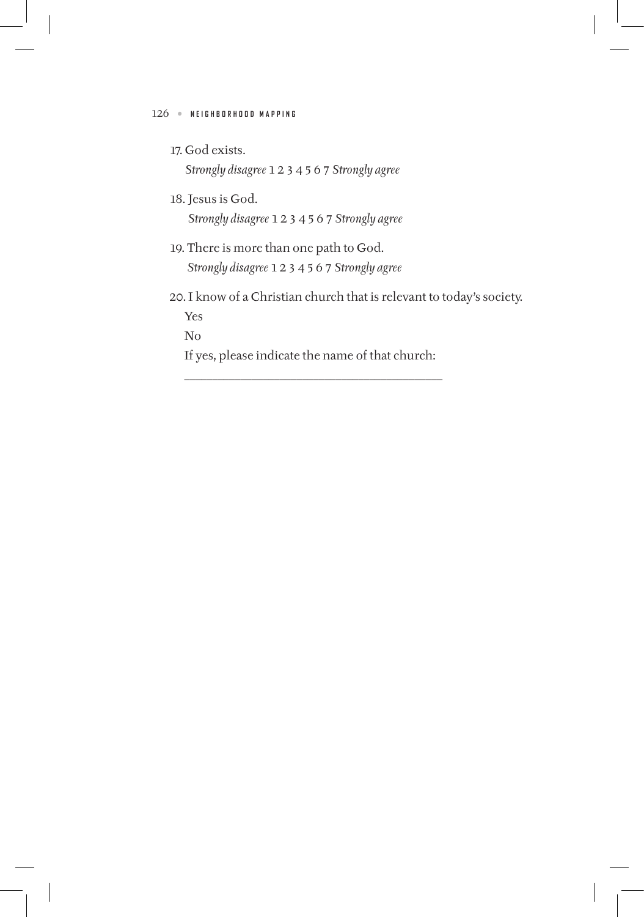17. God exists.

    *Strongly disagree* 1 2 3 4 5 6 7 *Strongly agree*

18. Jesus is God.

    *Strongly disagree* 1 2 3 4 5 6 7 *Strongly agree*

19. There is more than one path to God.

    *Strongly disagree* 1 2 3 4 5 6 7 *Strongly agree*

20. I know of a Christian church that is relevant to today's society.

    Yes

    No

    If yes, please indicate the name of that church:

    ________________________________________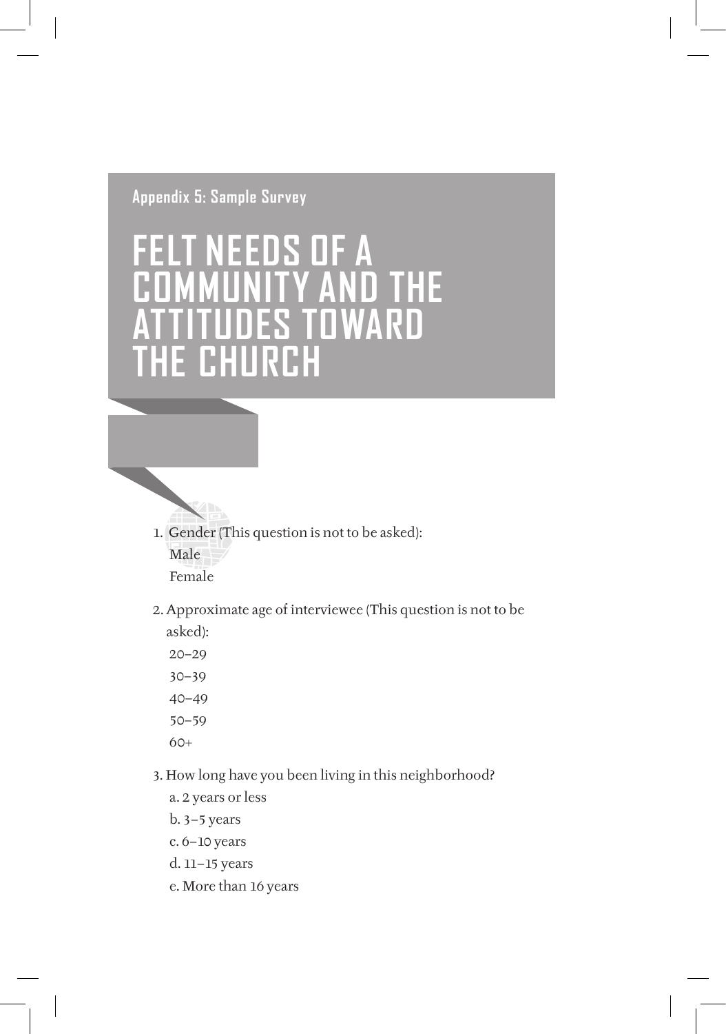Appendix 5: Sample Survey

# FELT NEEDS OF A COMMUNITY AND THE ATTITUDES TOWARD THE CHURCH

1. Gender (This question is not to be asked):
   Male
   Female

2. Approximate age of interviewee (This question is not to be asked):
   20–29
   30–39
   40–49
   50–59
   60+

3. How long have you been living in this neighborhood?
   a. 2 years or less
   b. 3–5 years
   c. 6–10 years
   d. 11–15 years
   e. More than 16 years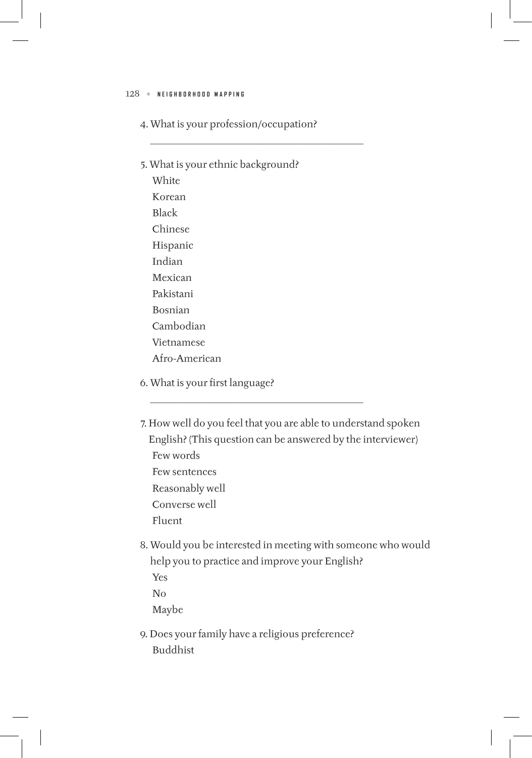4. What is your profession/occupation?

   \_\_\_\_\_\_\_\_\_\_\_\_\_\_\_\_\_\_\_\_\_\_\_\_\_\_\_\_\_\_\_\_\_\_\_\_\_\_\_\_

5. What is your ethnic background?
   - White
   - Korean
   - Black
   - Chinese
   - Hispanic
   - Indian
   - Mexican
   - Pakistani
   - Bosnian
   - Cambodian
   - Vietnamese
   - Afro-American

6. What is your first language?

   \_\_\_\_\_\_\_\_\_\_\_\_\_\_\_\_\_\_\_\_\_\_\_\_\_\_\_\_\_\_\_\_\_\_\_\_\_\_\_\_

7. How well do you feel that you are able to understand spoken English? (This question can be answered by the interviewer)
   - Few words
   - Few sentences
   - Reasonably well
   - Converse well
   - Fluent

8. Would you be interested in meeting with someone who would help you to practice and improve your English?
   - Yes
   - No
   - Maybe

9. Does your family have a religious preference?
   - Buddhist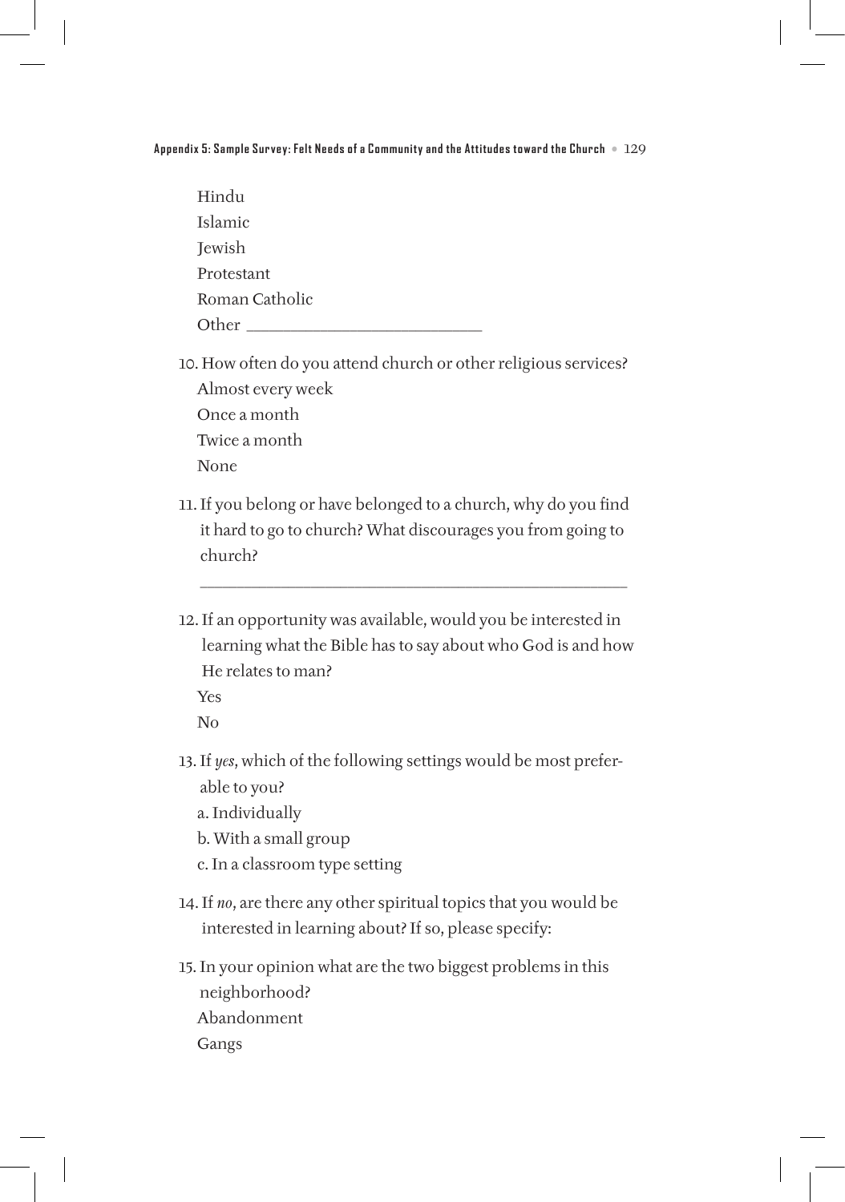Hindu  
Islamic  
Jewish  
Protestant  
Roman Catholic  
Other ___________________________

10. How often do you attend church or other religious services?  
Almost every week  
Once a month  
Twice a month  
None

11. If you belong or have belonged to a church, why do you find it hard to go to church? What discourages you from going to church?

_________________________________________________

12. If an opportunity was available, would you be interested in learning what the Bible has to say about who God is and how He relates to man?  
Yes  
No

13. If *yes*, which of the following settings would be most preferable to you?  
a. Individually  
b. With a small group  
c. In a classroom type setting

14. If *no*, are there any other spiritual topics that you would be interested in learning about? If so, please specify:

15. In your opinion what are the two biggest problems in this neighborhood?  
Abandonment  
Gangs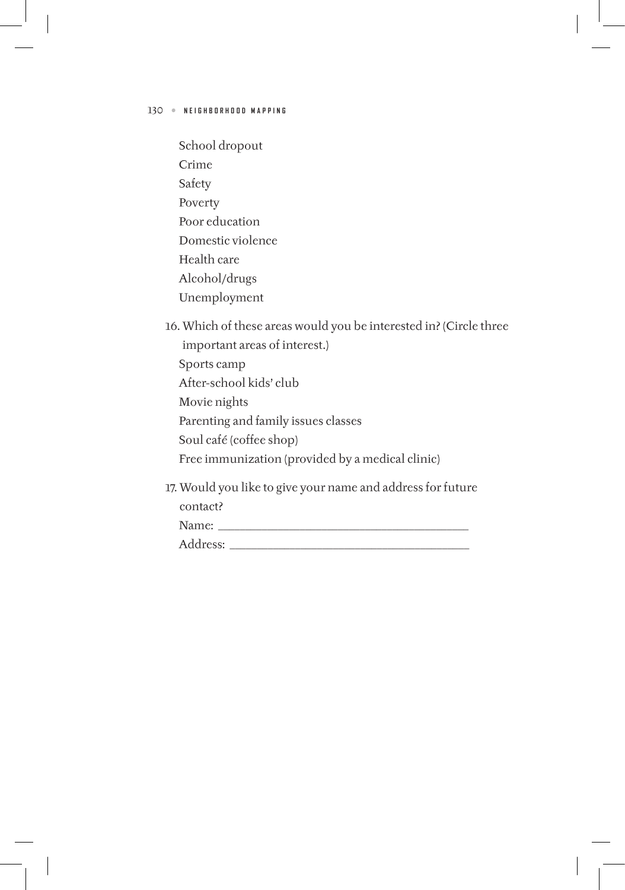School dropout
Crime
Safety
Poverty
Poor education
Domestic violence
Health care
Alcohol/drugs
Unemployment

16. Which of these areas would you be interested in? (Circle three important areas of interest.)

Sports camp
After-school kids' club
Movie nights
Parenting and family issues classes
Soul café (coffee shop)
Free immunization (provided by a medical clinic)

17. Would you like to give your name and address for future contact?

Name: ________________________________________

Address: ______________________________________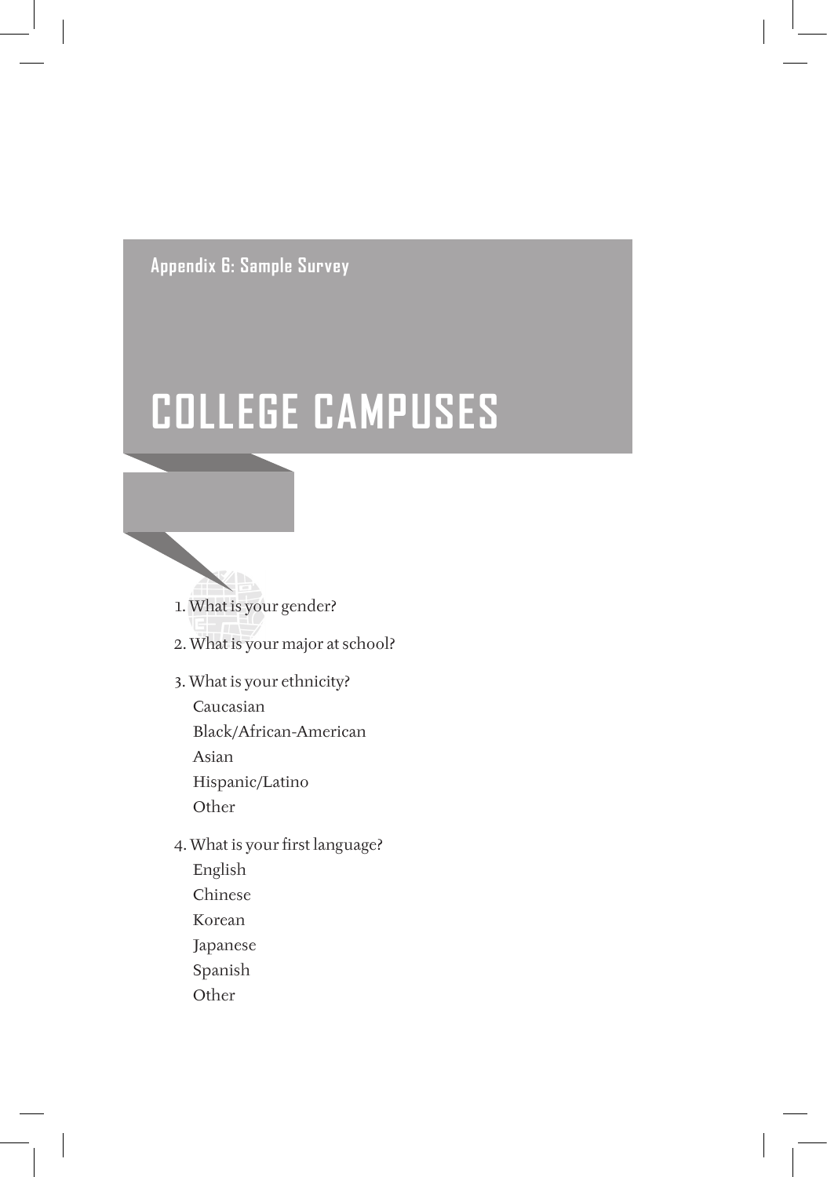Appendix 6: Sample Survey

# COLLEGE CAMPUSES

1. What is your gender?

2. What is your major at school?

3. What is your ethnicity?
   - Caucasian
   - Black/African-American
   - Asian
   - Hispanic/Latino
   - Other

4. What is your first language?
   - English
   - Chinese
   - Korean
   - Japanese
   - Spanish
   - Other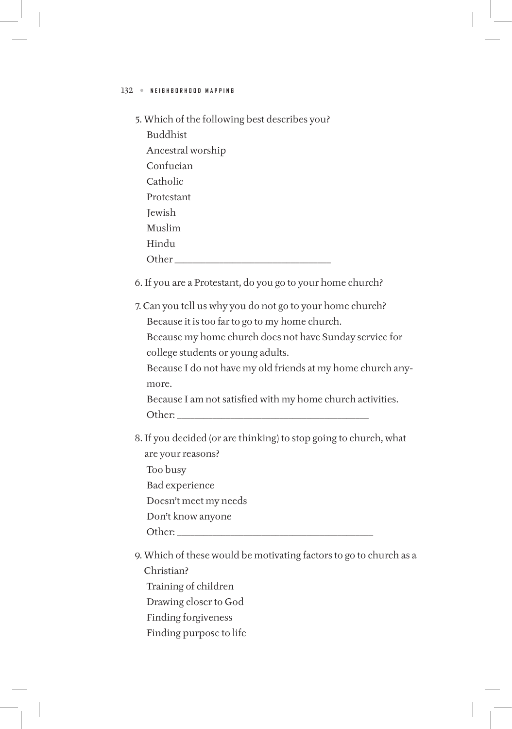5. Which of the following best describes you?
   - Buddhist
   - Ancestral worship
   - Confucian
   - Catholic
   - Protestant
   - Jewish
   - Muslim
   - Hindu
   - Other ______________________________

6. If you are a Protestant, do you go to your home church?

7. Can you tell us why you do not go to your home church?
   - Because it is too far to go to my home church.
   - Because my home church does not have Sunday service for college students or young adults.
   - Because I do not have my old friends at my home church anymore.
   - Because I am not satisfied with my home church activities.
   - Other: ____________________________________

8. If you decided (or are thinking) to stop going to church, what are your reasons?
   - Too busy
   - Bad experience
   - Doesn't meet my needs
   - Don't know anyone
   - Other: ____________________________________

9. Which of these would be motivating factors to go to church as a Christian?
   - Training of children
   - Drawing closer to God
   - Finding forgiveness
   - Finding purpose to life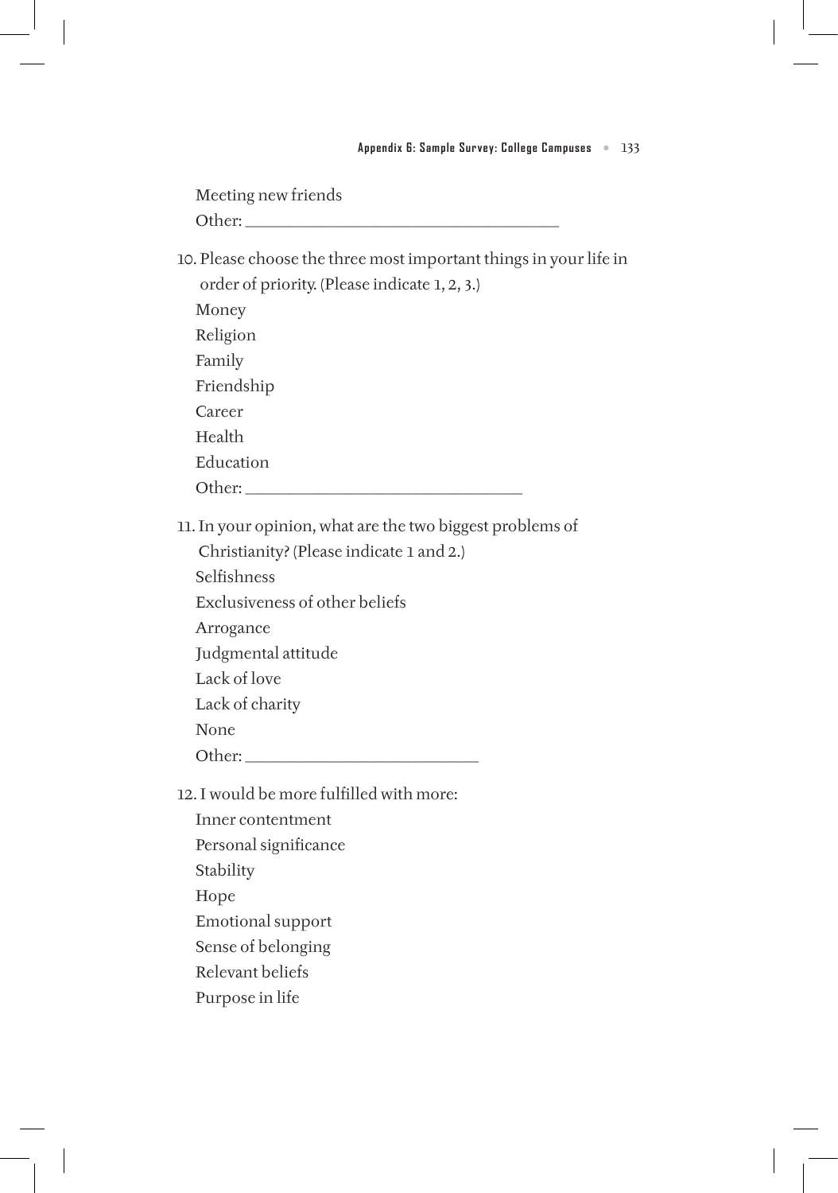Meeting new friends
Other: ______________________________________

10. Please choose the three most important things in your life in order of priority. (Please indicate 1, 2, 3.)
    Money
    Religion
    Family
    Friendship
    Career
    Health
    Education
    Other: _________________________________

11. In your opinion, what are the two biggest problems of Christianity? (Please indicate 1 and 2.)
    Selfishness
    Exclusiveness of other beliefs
    Arrogance
    Judgmental attitude
    Lack of love
    Lack of charity
    None
    Other: ____________________________

12. I would be more fulfilled with more:
    Inner contentment
    Personal significance
    Stability
    Hope
    Emotional support
    Sense of belonging
    Relevant beliefs
    Purpose in life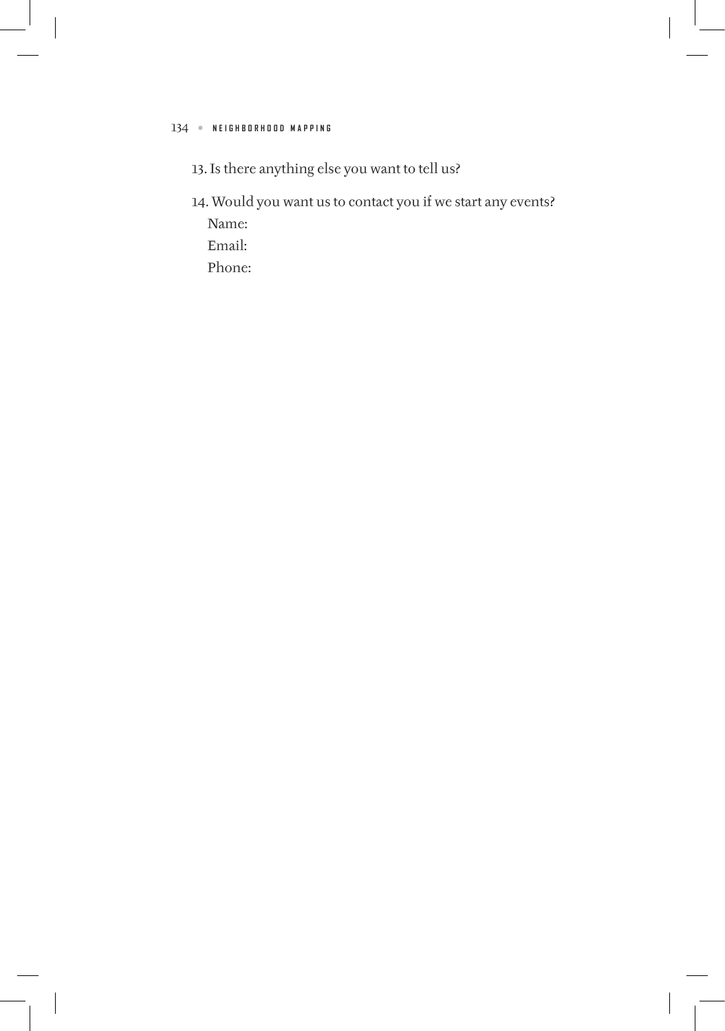13. Is there anything else you want to tell us?

14. Would you want us to contact you if we start any events?
    Name:
    Email:
    Phone: